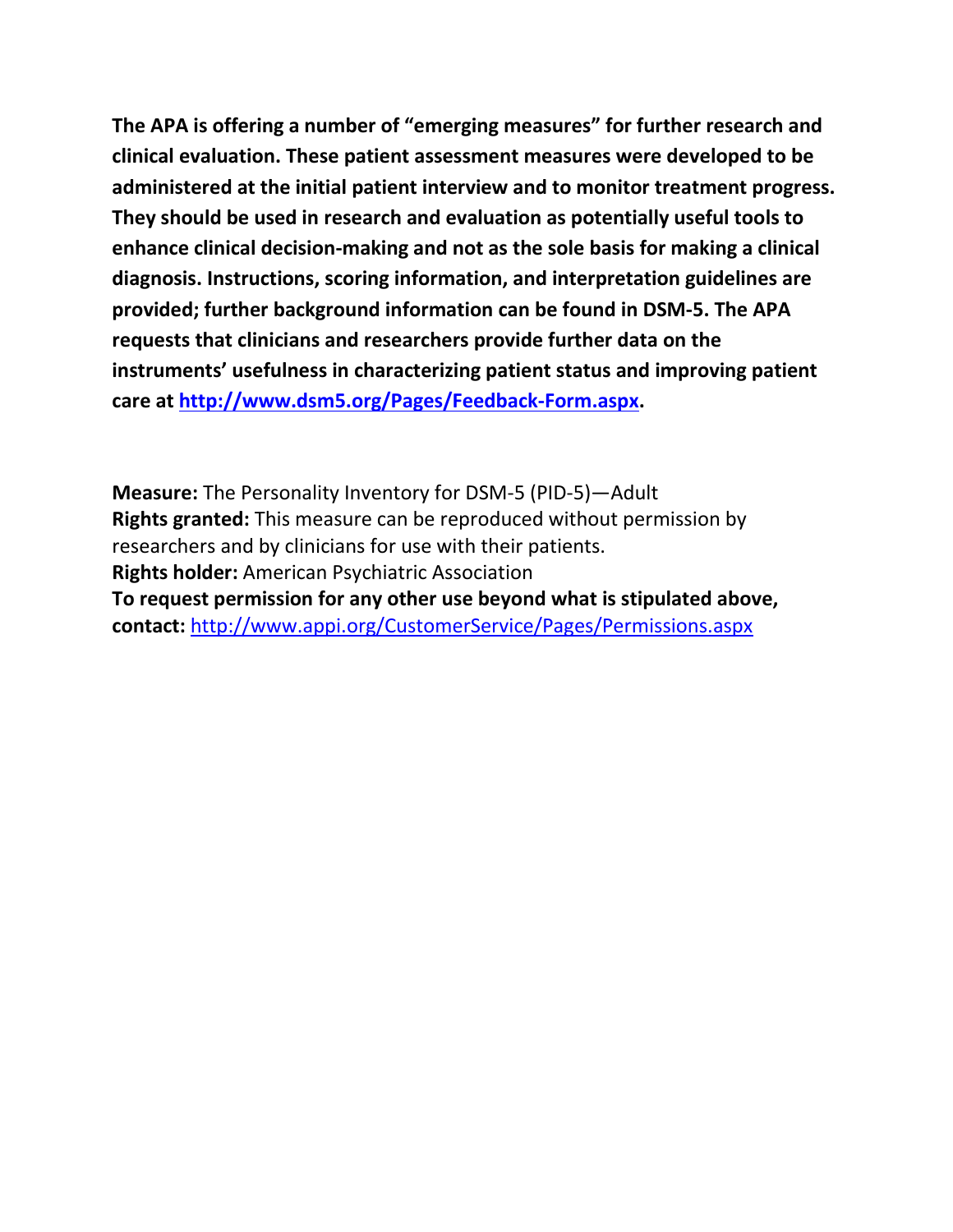**The APA is offering a number of "emerging measures" for further research and clinical evaluation. These patient assessment measures were developed to be administered at the initial patient interview and to monitor treatment progress. They should be used in research and evaluation as potentially useful tools to enhance clinical decision-making and not as the sole basis for making a clinical diagnosis. Instructions, scoring information, and interpretation guidelines are provided; further background information can be found in DSM-5. The APA requests that clinicians and researchers provide further data on the instruments' usefulness in characterizing patient status and improving patient care at [http://www.dsm5.org/Pages/Feedback-Form.aspx](http://www.dsm5.org/Pages/Feedback-Form.aspx).**

**Measure:** The Personality Inventory for DSM-5 (PID-5)—Adult
**Rights granted:** This measure can be reproduced without permission by researchers and by clinicians for use with their patients.
**Rights holder:** American Psychiatric Association
**To request permission for any other use beyond what is stipulated above, contact:** [http://www.appi.org/CustomerService/Pages/Permissions.aspx](http://www.appi.org/CustomerService/Pages/Permissions.aspx)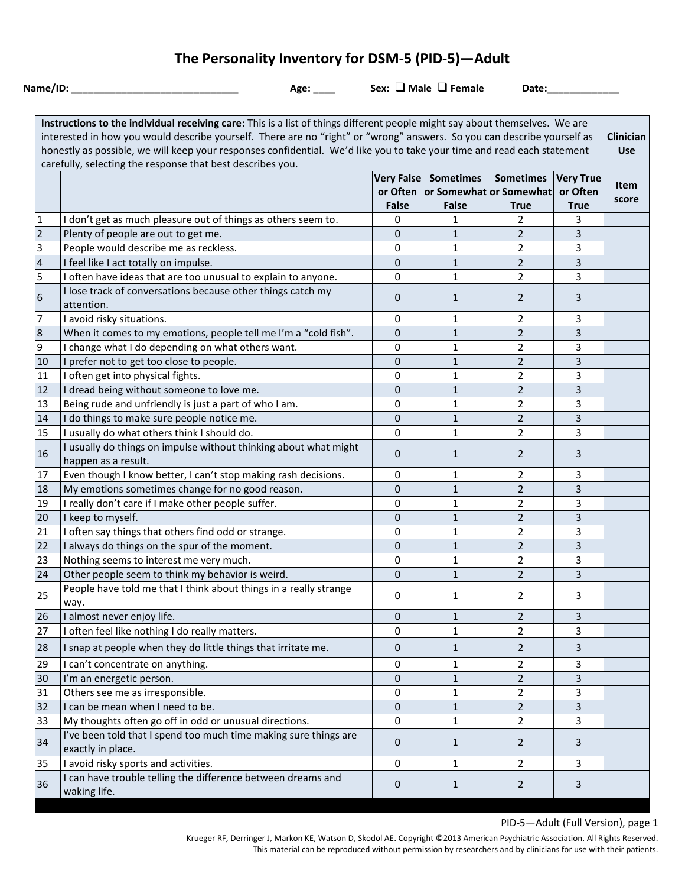# The Personality Inventory for DSM-5 (PID-5)—Adult

**Name/ID:** _______________________________ **Age:** ____ **Sex:** ❑ **Male** ❑ **Female** **Date:**_____________

| **Instructions to the individual receiving care:** This is a list of things different people might say about themselves. We are interested in how you would describe yourself. There are no "right" or "wrong" answers. So you can describe yourself as honestly as possible, we will keep your responses confidential. We'd like you to take your time and read each statement carefully, selecting the response that best describes you. | | | | | | **Clinician Use** |
|---|---|---|---|---|---|---|
| | | **Very False or Often False** | **Sometimes or Somewhat False** | **Sometimes or Somewhat True** | **Very True or Often True** | **Item score** |
| 1 | I don't get as much pleasure out of things as others seem to. | 0 | 1 | 2 | 3 | |
| 2 | Plenty of people are out to get me. | 0 | 1 | 2 | 3 | |
| 3 | People would describe me as reckless. | 0 | 1 | 2 | 3 | |
| 4 | I feel like I act totally on impulse. | 0 | 1 | 2 | 3 | |
| 5 | I often have ideas that are too unusual to explain to anyone. | 0 | 1 | 2 | 3 | |
| 6 | I lose track of conversations because other things catch my attention. | 0 | 1 | 2 | 3 | |
| 7 | I avoid risky situations. | 0 | 1 | 2 | 3 | |
| 8 | When it comes to my emotions, people tell me I'm a "cold fish". | 0 | 1 | 2 | 3 | |
| 9 | I change what I do depending on what others want. | 0 | 1 | 2 | 3 | |
| 10 | I prefer not to get too close to people. | 0 | 1 | 2 | 3 | |
| 11 | I often get into physical fights. | 0 | 1 | 2 | 3 | |
| 12 | I dread being without someone to love me. | 0 | 1 | 2 | 3 | |
| 13 | Being rude and unfriendly is just a part of who I am. | 0 | 1 | 2 | 3 | |
| 14 | I do things to make sure people notice me. | 0 | 1 | 2 | 3 | |
| 15 | I usually do what others think I should do. | 0 | 1 | 2 | 3 | |
| 16 | I usually do things on impulse without thinking about what might happen as a result. | 0 | 1 | 2 | 3 | |
| 17 | Even though I know better, I can't stop making rash decisions. | 0 | 1 | 2 | 3 | |
| 18 | My emotions sometimes change for no good reason. | 0 | 1 | 2 | 3 | |
| 19 | I really don't care if I make other people suffer. | 0 | 1 | 2 | 3 | |
| 20 | I keep to myself. | 0 | 1 | 2 | 3 | |
| 21 | I often say things that others find odd or strange. | 0 | 1 | 2 | 3 | |
| 22 | I always do things on the spur of the moment. | 0 | 1 | 2 | 3 | |
| 23 | Nothing seems to interest me very much. | 0 | 1 | 2 | 3 | |
| 24 | Other people seem to think my behavior is weird. | 0 | 1 | 2 | 3 | |
| 25 | People have told me that I think about things in a really strange way. | 0 | 1 | 2 | 3 | |
| 26 | I almost never enjoy life. | 0 | 1 | 2 | 3 | |
| 27 | I often feel like nothing I do really matters. | 0 | 1 | 2 | 3 | |
| 28 | I snap at people when they do little things that irritate me. | 0 | 1 | 2 | 3 | |
| 29 | I can't concentrate on anything. | 0 | 1 | 2 | 3 | |
| 30 | I'm an energetic person. | 0 | 1 | 2 | 3 | |
| 31 | Others see me as irresponsible. | 0 | 1 | 2 | 3 | |
| 32 | I can be mean when I need to be. | 0 | 1 | 2 | 3 | |
| 33 | My thoughts often go off in odd or unusual directions. | 0 | 1 | 2 | 3 | |
| 34 | I've been told that I spend too much time making sure things are exactly in place. | 0 | 1 | 2 | 3 | |
| 35 | I avoid risky sports and activities. | 0 | 1 | 2 | 3 | |
| 36 | I can have trouble telling the difference between dreams and waking life. | 0 | 1 | 2 | 3 | |

PID-5—Adult (Full Version), page 1

Krueger RF, Derringer J, Markon KE, Watson D, Skodol AE. Copyright ©2013 American Psychiatric Association. All Rights Reserved.
This material can be reproduced without permission by researchers and by clinicians for use with their patients.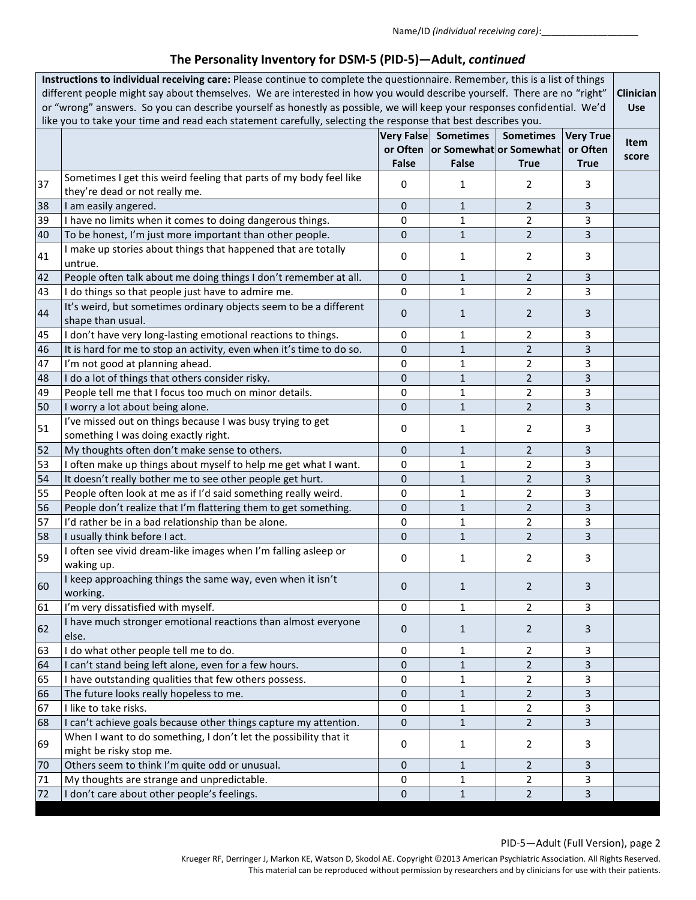Name/ID *(individual receiving care)*:___________________

## The Personality Inventory for DSM-5 (PID-5)—Adult, *continued*

| **Instructions to individual receiving care:** Please continue to complete the questionnaire. Remember, this is a list of things different people might say about themselves. We are interested in how you would describe yourself. There are no "right" or "wrong" answers. So you can describe yourself as honestly as possible, we will keep your responses confidential. We'd like you to take your time and read each statement carefully, selecting the response that best describes you. | | | | | | **Clinician Use** |
|---|---|---|---|---|---|---|
| | | **Very False or Often False** | **Sometimes or Somewhat False** | **Sometimes or Somewhat True** | **Very True or Often True** | **Item score** |
| 37 | Sometimes I get this weird feeling that parts of my body feel like they're dead or not really me. | 0 | 1 | 2 | 3 | |
| 38 | I am easily angered. | 0 | 1 | 2 | 3 | |
| 39 | I have no limits when it comes to doing dangerous things. | 0 | 1 | 2 | 3 | |
| 40 | To be honest, I'm just more important than other people. | 0 | 1 | 2 | 3 | |
| 41 | I make up stories about things that happened that are totally untrue. | 0 | 1 | 2 | 3 | |
| 42 | People often talk about me doing things I don't remember at all. | 0 | 1 | 2 | 3 | |
| 43 | I do things so that people just have to admire me. | 0 | 1 | 2 | 3 | |
| 44 | It's weird, but sometimes ordinary objects seem to be a different shape than usual. | 0 | 1 | 2 | 3 | |
| 45 | I don't have very long-lasting emotional reactions to things. | 0 | 1 | 2 | 3 | |
| 46 | It is hard for me to stop an activity, even when it's time to do so. | 0 | 1 | 2 | 3 | |
| 47 | I'm not good at planning ahead. | 0 | 1 | 2 | 3 | |
| 48 | I do a lot of things that others consider risky. | 0 | 1 | 2 | 3 | |
| 49 | People tell me that I focus too much on minor details. | 0 | 1 | 2 | 3 | |
| 50 | I worry a lot about being alone. | 0 | 1 | 2 | 3 | |
| 51 | I've missed out on things because I was busy trying to get something I was doing exactly right. | 0 | 1 | 2 | 3 | |
| 52 | My thoughts often don't make sense to others. | 0 | 1 | 2 | 3 | |
| 53 | I often make up things about myself to help me get what I want. | 0 | 1 | 2 | 3 | |
| 54 | It doesn't really bother me to see other people get hurt. | 0 | 1 | 2 | 3 | |
| 55 | People often look at me as if I'd said something really weird. | 0 | 1 | 2 | 3 | |
| 56 | People don't realize that I'm flattering them to get something. | 0 | 1 | 2 | 3 | |
| 57 | I'd rather be in a bad relationship than be alone. | 0 | 1 | 2 | 3 | |
| 58 | I usually think before I act. | 0 | 1 | 2 | 3 | |
| 59 | I often see vivid dream-like images when I'm falling asleep or waking up. | 0 | 1 | 2 | 3 | |
| 60 | I keep approaching things the same way, even when it isn't working. | 0 | 1 | 2 | 3 | |
| 61 | I'm very dissatisfied with myself. | 0 | 1 | 2 | 3 | |
| 62 | I have much stronger emotional reactions than almost everyone else. | 0 | 1 | 2 | 3 | |
| 63 | I do what other people tell me to do. | 0 | 1 | 2 | 3 | |
| 64 | I can't stand being left alone, even for a few hours. | 0 | 1 | 2 | 3 | |
| 65 | I have outstanding qualities that few others possess. | 0 | 1 | 2 | 3 | |
| 66 | The future looks really hopeless to me. | 0 | 1 | 2 | 3 | |
| 67 | I like to take risks. | 0 | 1 | 2 | 3 | |
| 68 | I can't achieve goals because other things capture my attention. | 0 | 1 | 2 | 3 | |
| 69 | When I want to do something, I don't let the possibility that it might be risky stop me. | 0 | 1 | 2 | 3 | |
| 70 | Others seem to think I'm quite odd or unusual. | 0 | 1 | 2 | 3 | |
| 71 | My thoughts are strange and unpredictable. | 0 | 1 | 2 | 3 | |
| 72 | I don't care about other people's feelings. | 0 | 1 | 2 | 3 | |

PID-5—Adult (Full Version), page 2

Krueger RF, Derringer J, Markon KE, Watson D, Skodol AE. Copyright ©2013 American Psychiatric Association. All Rights Reserved.
This material can be reproduced without permission by researchers and by clinicians for use with their patients.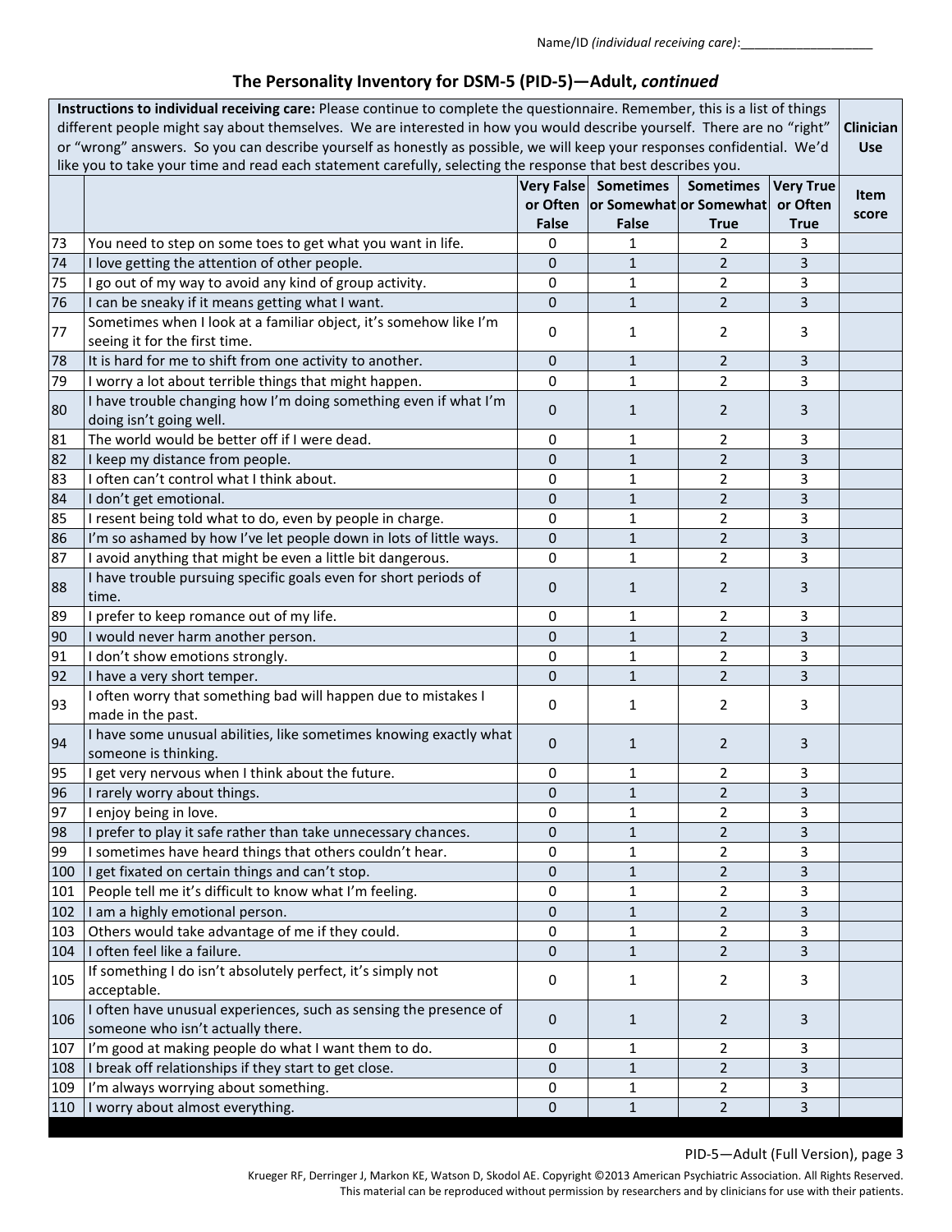Name/ID *(individual receiving care)*:___________________

## The Personality Inventory for DSM-5 (PID-5)—Adult, *continued*

| **Instructions to individual receiving care:** Please continue to complete the questionnaire. Remember, this is a list of things different people might say about themselves. We are interested in how you would describe yourself. There are no "right" or "wrong" answers. So you can describe yourself as honestly as possible, we will keep your responses confidential. We'd like you to take your time and read each statement carefully, selecting the response that best describes you. | | | | | | **Clinician Use** |
|---|---|---|---|---|---|---|
| | | **Very False or Often False** | **Sometimes or Somewhat False** | **Sometimes or Somewhat True** | **Very True or Often True** | **Item score** |
| 73 | You need to step on some toes to get what you want in life. | 0 | 1 | 2 | 3 | |
| 74 | I love getting the attention of other people. | 0 | 1 | 2 | 3 | |
| 75 | I go out of my way to avoid any kind of group activity. | 0 | 1 | 2 | 3 | |
| 76 | I can be sneaky if it means getting what I want. | 0 | 1 | 2 | 3 | |
| 77 | Sometimes when I look at a familiar object, it's somehow like I'm seeing it for the first time. | 0 | 1 | 2 | 3 | |
| 78 | It is hard for me to shift from one activity to another. | 0 | 1 | 2 | 3 | |
| 79 | I worry a lot about terrible things that might happen. | 0 | 1 | 2 | 3 | |
| 80 | I have trouble changing how I'm doing something even if what I'm doing isn't going well. | 0 | 1 | 2 | 3 | |
| 81 | The world would be better off if I were dead. | 0 | 1 | 2 | 3 | |
| 82 | I keep my distance from people. | 0 | 1 | 2 | 3 | |
| 83 | I often can't control what I think about. | 0 | 1 | 2 | 3 | |
| 84 | I don't get emotional. | 0 | 1 | 2 | 3 | |
| 85 | I resent being told what to do, even by people in charge. | 0 | 1 | 2 | 3 | |
| 86 | I'm so ashamed by how I've let people down in lots of little ways. | 0 | 1 | 2 | 3 | |
| 87 | I avoid anything that might be even a little bit dangerous. | 0 | 1 | 2 | 3 | |
| 88 | I have trouble pursuing specific goals even for short periods of time. | 0 | 1 | 2 | 3 | |
| 89 | I prefer to keep romance out of my life. | 0 | 1 | 2 | 3 | |
| 90 | I would never harm another person. | 0 | 1 | 2 | 3 | |
| 91 | I don't show emotions strongly. | 0 | 1 | 2 | 3 | |
| 92 | I have a very short temper. | 0 | 1 | 2 | 3 | |
| 93 | I often worry that something bad will happen due to mistakes I made in the past. | 0 | 1 | 2 | 3 | |
| 94 | I have some unusual abilities, like sometimes knowing exactly what someone is thinking. | 0 | 1 | 2 | 3 | |
| 95 | I get very nervous when I think about the future. | 0 | 1 | 2 | 3 | |
| 96 | I rarely worry about things. | 0 | 1 | 2 | 3 | |
| 97 | I enjoy being in love. | 0 | 1 | 2 | 3 | |
| 98 | I prefer to play it safe rather than take unnecessary chances. | 0 | 1 | 2 | 3 | |
| 99 | I sometimes have heard things that others couldn't hear. | 0 | 1 | 2 | 3 | |
| 100 | I get fixated on certain things and can't stop. | 0 | 1 | 2 | 3 | |
| 101 | People tell me it's difficult to know what I'm feeling. | 0 | 1 | 2 | 3 | |
| 102 | I am a highly emotional person. | 0 | 1 | 2 | 3 | |
| 103 | Others would take advantage of me if they could. | 0 | 1 | 2 | 3 | |
| 104 | I often feel like a failure. | 0 | 1 | 2 | 3 | |
| 105 | If something I do isn't absolutely perfect, it's simply not acceptable. | 0 | 1 | 2 | 3 | |
| 106 | I often have unusual experiences, such as sensing the presence of someone who isn't actually there. | 0 | 1 | 2 | 3 | |
| 107 | I'm good at making people do what I want them to do. | 0 | 1 | 2 | 3 | |
| 108 | I break off relationships if they start to get close. | 0 | 1 | 2 | 3 | |
| 109 | I'm always worrying about something. | 0 | 1 | 2 | 3 | |
| 110 | I worry about almost everything. | 0 | 1 | 2 | 3 | |

PID-5—Adult (Full Version), page 3

Krueger RF, Derringer J, Markon KE, Watson D, Skodol AE. Copyright ©2013 American Psychiatric Association. All Rights Reserved.
This material can be reproduced without permission by researchers and by clinicians for use with their patients.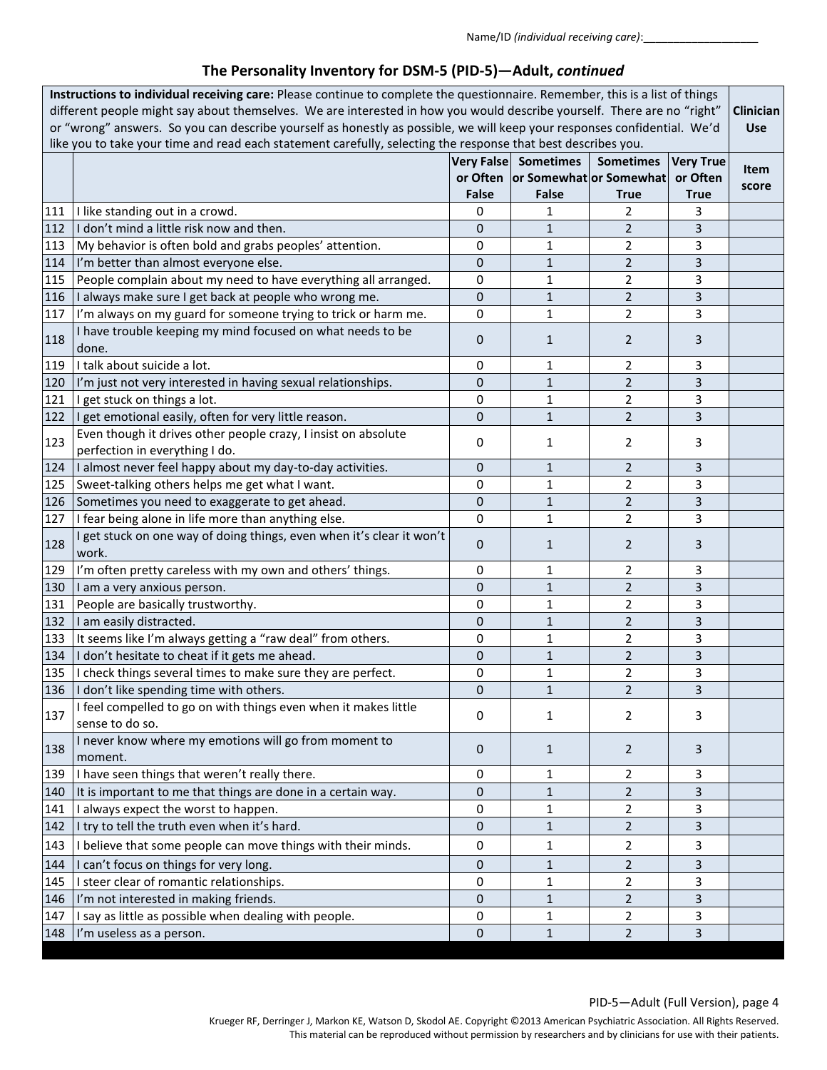Name/ID *(individual receiving care)*:___________________

## The Personality Inventory for DSM-5 (PID-5)—Adult, *continued*

**Instructions to individual receiving care:** Please continue to complete the questionnaire. Remember, this is a list of things different people might say about themselves. We are interested in how you would describe yourself. There are no "right" or "wrong" answers. So you can describe yourself as honestly as possible, we will keep your responses confidential. We'd like you to take your time and read each statement carefully, selecting the response that best describes you.

| | | Very False or Often False | Sometimes or Somewhat False | Sometimes or Somewhat True | Very True or Often True | Clinician Use: Item score |
|---|---|---|---|---|---|---|
| 111 | I like standing out in a crowd. | 0 | 1 | 2 | 3 | |
| 112 | I don't mind a little risk now and then. | 0 | 1 | 2 | 3 | |
| 113 | My behavior is often bold and grabs peoples' attention. | 0 | 1 | 2 | 3 | |
| 114 | I'm better than almost everyone else. | 0 | 1 | 2 | 3 | |
| 115 | People complain about my need to have everything all arranged. | 0 | 1 | 2 | 3 | |
| 116 | I always make sure I get back at people who wrong me. | 0 | 1 | 2 | 3 | |
| 117 | I'm always on my guard for someone trying to trick or harm me. | 0 | 1 | 2 | 3 | |
| 118 | I have trouble keeping my mind focused on what needs to be done. | 0 | 1 | 2 | 3 | |
| 119 | I talk about suicide a lot. | 0 | 1 | 2 | 3 | |
| 120 | I'm just not very interested in having sexual relationships. | 0 | 1 | 2 | 3 | |
| 121 | I get stuck on things a lot. | 0 | 1 | 2 | 3 | |
| 122 | I get emotional easily, often for very little reason. | 0 | 1 | 2 | 3 | |
| 123 | Even though it drives other people crazy, I insist on absolute perfection in everything I do. | 0 | 1 | 2 | 3 | |
| 124 | I almost never feel happy about my day-to-day activities. | 0 | 1 | 2 | 3 | |
| 125 | Sweet-talking others helps me get what I want. | 0 | 1 | 2 | 3 | |
| 126 | Sometimes you need to exaggerate to get ahead. | 0 | 1 | 2 | 3 | |
| 127 | I fear being alone in life more than anything else. | 0 | 1 | 2 | 3 | |
| 128 | I get stuck on one way of doing things, even when it's clear it won't work. | 0 | 1 | 2 | 3 | |
| 129 | I'm often pretty careless with my own and others' things. | 0 | 1 | 2 | 3 | |
| 130 | I am a very anxious person. | 0 | 1 | 2 | 3 | |
| 131 | People are basically trustworthy. | 0 | 1 | 2 | 3 | |
| 132 | I am easily distracted. | 0 | 1 | 2 | 3 | |
| 133 | It seems like I'm always getting a "raw deal" from others. | 0 | 1 | 2 | 3 | |
| 134 | I don't hesitate to cheat if it gets me ahead. | 0 | 1 | 2 | 3 | |
| 135 | I check things several times to make sure they are perfect. | 0 | 1 | 2 | 3 | |
| 136 | I don't like spending time with others. | 0 | 1 | 2 | 3 | |
| 137 | I feel compelled to go on with things even when it makes little sense to do so. | 0 | 1 | 2 | 3 | |
| 138 | I never know where my emotions will go from moment to moment. | 0 | 1 | 2 | 3 | |
| 139 | I have seen things that weren't really there. | 0 | 1 | 2 | 3 | |
| 140 | It is important to me that things are done in a certain way. | 0 | 1 | 2 | 3 | |
| 141 | I always expect the worst to happen. | 0 | 1 | 2 | 3 | |
| 142 | I try to tell the truth even when it's hard. | 0 | 1 | 2 | 3 | |
| 143 | I believe that some people can move things with their minds. | 0 | 1 | 2 | 3 | |
| 144 | I can't focus on things for very long. | 0 | 1 | 2 | 3 | |
| 145 | I steer clear of romantic relationships. | 0 | 1 | 2 | 3 | |
| 146 | I'm not interested in making friends. | 0 | 1 | 2 | 3 | |
| 147 | I say as little as possible when dealing with people. | 0 | 1 | 2 | 3 | |
| 148 | I'm useless as a person. | 0 | 1 | 2 | 3 | |

PID-5—Adult (Full Version), page 4

Krueger RF, Derringer J, Markon KE, Watson D, Skodol AE. Copyright ©2013 American Psychiatric Association. All Rights Reserved.
This material can be reproduced without permission by researchers and by clinicians for use with their patients.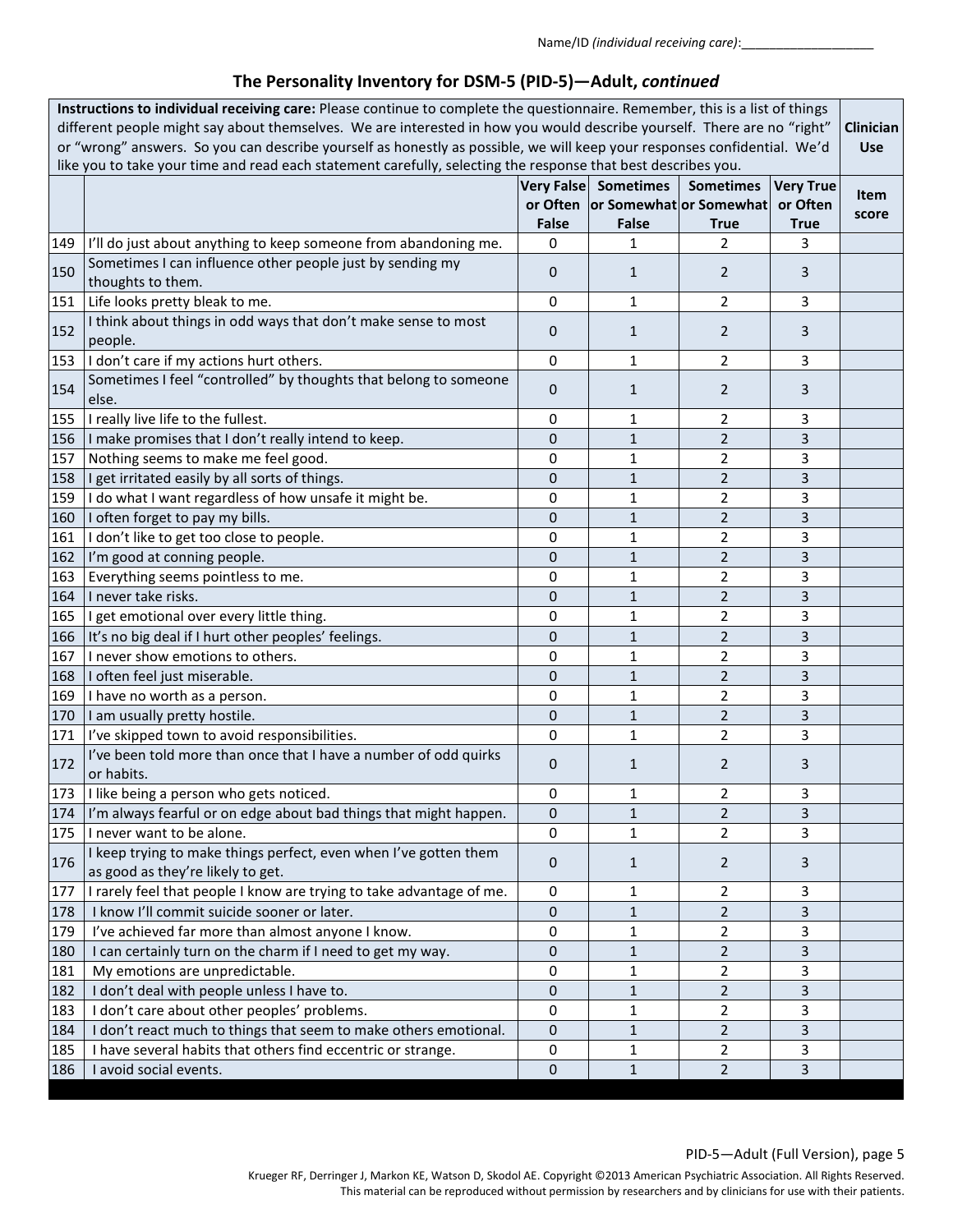Name/ID *(individual receiving care)*:___________________

## The Personality Inventory for DSM-5 (PID-5)—Adult, *continued*

| **Instructions to individual receiving care:** Please continue to complete the questionnaire. Remember, this is a list of things different people might say about themselves. We are interested in how you would describe yourself. There are no "right" or "wrong" answers. So you can describe yourself as honestly as possible, we will keep your responses confidential. We'd like you to take your time and read each statement carefully, selecting the response that best describes you. | | | | | | **Clinician Use** |
|---|---|---|---|---|---|---|
| | | **Very False or Often False** | **Sometimes or Somewhat False** | **Sometimes or Somewhat True** | **Very True or Often True** | **Item score** |
| 149 | I'll do just about anything to keep someone from abandoning me. | 0 | 1 | 2 | 3 | |
| 150 | Sometimes I can influence other people just by sending my thoughts to them. | 0 | 1 | 2 | 3 | |
| 151 | Life looks pretty bleak to me. | 0 | 1 | 2 | 3 | |
| 152 | I think about things in odd ways that don't make sense to most people. | 0 | 1 | 2 | 3 | |
| 153 | I don't care if my actions hurt others. | 0 | 1 | 2 | 3 | |
| 154 | Sometimes I feel "controlled" by thoughts that belong to someone else. | 0 | 1 | 2 | 3 | |
| 155 | I really live life to the fullest. | 0 | 1 | 2 | 3 | |
| 156 | I make promises that I don't really intend to keep. | 0 | 1 | 2 | 3 | |
| 157 | Nothing seems to make me feel good. | 0 | 1 | 2 | 3 | |
| 158 | I get irritated easily by all sorts of things. | 0 | 1 | 2 | 3 | |
| 159 | I do what I want regardless of how unsafe it might be. | 0 | 1 | 2 | 3 | |
| 160 | I often forget to pay my bills. | 0 | 1 | 2 | 3 | |
| 161 | I don't like to get too close to people. | 0 | 1 | 2 | 3 | |
| 162 | I'm good at conning people. | 0 | 1 | 2 | 3 | |
| 163 | Everything seems pointless to me. | 0 | 1 | 2 | 3 | |
| 164 | I never take risks. | 0 | 1 | 2 | 3 | |
| 165 | I get emotional over every little thing. | 0 | 1 | 2 | 3 | |
| 166 | It's no big deal if I hurt other peoples' feelings. | 0 | 1 | 2 | 3 | |
| 167 | I never show emotions to others. | 0 | 1 | 2 | 3 | |
| 168 | I often feel just miserable. | 0 | 1 | 2 | 3 | |
| 169 | I have no worth as a person. | 0 | 1 | 2 | 3 | |
| 170 | I am usually pretty hostile. | 0 | 1 | 2 | 3 | |
| 171 | I've skipped town to avoid responsibilities. | 0 | 1 | 2 | 3 | |
| 172 | I've been told more than once that I have a number of odd quirks or habits. | 0 | 1 | 2 | 3 | |
| 173 | I like being a person who gets noticed. | 0 | 1 | 2 | 3 | |
| 174 | I'm always fearful or on edge about bad things that might happen. | 0 | 1 | 2 | 3 | |
| 175 | I never want to be alone. | 0 | 1 | 2 | 3 | |
| 176 | I keep trying to make things perfect, even when I've gotten them as good as they're likely to get. | 0 | 1 | 2 | 3 | |
| 177 | I rarely feel that people I know are trying to take advantage of me. | 0 | 1 | 2 | 3 | |
| 178 | I know I'll commit suicide sooner or later. | 0 | 1 | 2 | 3 | |
| 179 | I've achieved far more than almost anyone I know. | 0 | 1 | 2 | 3 | |
| 180 | I can certainly turn on the charm if I need to get my way. | 0 | 1 | 2 | 3 | |
| 181 | My emotions are unpredictable. | 0 | 1 | 2 | 3 | |
| 182 | I don't deal with people unless I have to. | 0 | 1 | 2 | 3 | |
| 183 | I don't care about other peoples' problems. | 0 | 1 | 2 | 3 | |
| 184 | I don't react much to things that seem to make others emotional. | 0 | 1 | 2 | 3 | |
| 185 | I have several habits that others find eccentric or strange. | 0 | 1 | 2 | 3 | |
| 186 | I avoid social events. | 0 | 1 | 2 | 3 | |

PID-5—Adult (Full Version), page 5

Krueger RF, Derringer J, Markon KE, Watson D, Skodol AE. Copyright ©2013 American Psychiatric Association. All Rights Reserved.
This material can be reproduced without permission by researchers and by clinicians for use with their patients.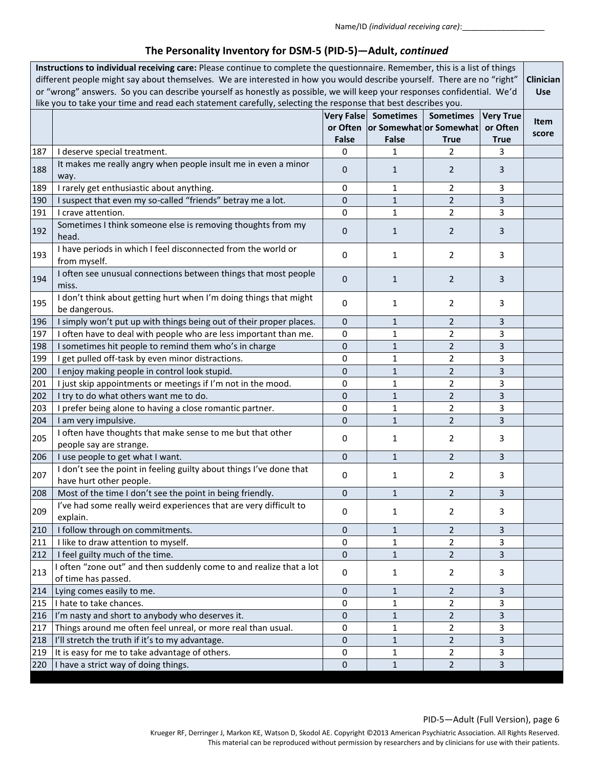Name/ID *(individual receiving care)*:___________________

## The Personality Inventory for DSM-5 (PID-5)—Adult, *continued*

| **Instructions to individual receiving care:** Please continue to complete the questionnaire. Remember, this is a list of things different people might say about themselves. We are interested in how you would describe yourself. There are no "right" or "wrong" answers. So you can describe yourself as honestly as possible, we will keep your responses confidential. We'd like you to take your time and read each statement carefully, selecting the response that best describes you. | | | | | | **Clinician Use** |
|---|---|---|---|---|---|---|
| | | **Very False or Often False** | **Sometimes or Somewhat False** | **Sometimes or Somewhat True** | **Very True or Often True** | **Item score** |
| 187 | I deserve special treatment. | 0 | 1 | 2 | 3 | |
| 188 | It makes me really angry when people insult me in even a minor way. | 0 | 1 | 2 | 3 | |
| 189 | I rarely get enthusiastic about anything. | 0 | 1 | 2 | 3 | |
| 190 | I suspect that even my so-called "friends" betray me a lot. | 0 | 1 | 2 | 3 | |
| 191 | I crave attention. | 0 | 1 | 2 | 3 | |
| 192 | Sometimes I think someone else is removing thoughts from my head. | 0 | 1 | 2 | 3 | |
| 193 | I have periods in which I feel disconnected from the world or from myself. | 0 | 1 | 2 | 3 | |
| 194 | I often see unusual connections between things that most people miss. | 0 | 1 | 2 | 3 | |
| 195 | I don't think about getting hurt when I'm doing things that might be dangerous. | 0 | 1 | 2 | 3 | |
| 196 | I simply won't put up with things being out of their proper places. | 0 | 1 | 2 | 3 | |
| 197 | I often have to deal with people who are less important than me. | 0 | 1 | 2 | 3 | |
| 198 | I sometimes hit people to remind them who's in charge | 0 | 1 | 2 | 3 | |
| 199 | I get pulled off-task by even minor distractions. | 0 | 1 | 2 | 3 | |
| 200 | I enjoy making people in control look stupid. | 0 | 1 | 2 | 3 | |
| 201 | I just skip appointments or meetings if I'm not in the mood. | 0 | 1 | 2 | 3 | |
| 202 | I try to do what others want me to do. | 0 | 1 | 2 | 3 | |
| 203 | I prefer being alone to having a close romantic partner. | 0 | 1 | 2 | 3 | |
| 204 | I am very impulsive. | 0 | 1 | 2 | 3 | |
| 205 | I often have thoughts that make sense to me but that other people say are strange. | 0 | 1 | 2 | 3 | |
| 206 | I use people to get what I want. | 0 | 1 | 2 | 3 | |
| 207 | I don't see the point in feeling guilty about things I've done that have hurt other people. | 0 | 1 | 2 | 3 | |
| 208 | Most of the time I don't see the point in being friendly. | 0 | 1 | 2 | 3 | |
| 209 | I've had some really weird experiences that are very difficult to explain. | 0 | 1 | 2 | 3 | |
| 210 | I follow through on commitments. | 0 | 1 | 2 | 3 | |
| 211 | I like to draw attention to myself. | 0 | 1 | 2 | 3 | |
| 212 | I feel guilty much of the time. | 0 | 1 | 2 | 3 | |
| 213 | I often "zone out" and then suddenly come to and realize that a lot of time has passed. | 0 | 1 | 2 | 3 | |
| 214 | Lying comes easily to me. | 0 | 1 | 2 | 3 | |
| 215 | I hate to take chances. | 0 | 1 | 2 | 3 | |
| 216 | I'm nasty and short to anybody who deserves it. | 0 | 1 | 2 | 3 | |
| 217 | Things around me often feel unreal, or more real than usual. | 0 | 1 | 2 | 3 | |
| 218 | I'll stretch the truth if it's to my advantage. | 0 | 1 | 2 | 3 | |
| 219 | It is easy for me to take advantage of others. | 0 | 1 | 2 | 3 | |
| 220 | I have a strict way of doing things. | 0 | 1 | 2 | 3 | |

PID-5—Adult (Full Version), page 6

Krueger RF, Derringer J, Markon KE, Watson D, Skodol AE. Copyright ©2013 American Psychiatric Association. All Rights Reserved.
This material can be reproduced without permission by researchers and by clinicians for use with their patients.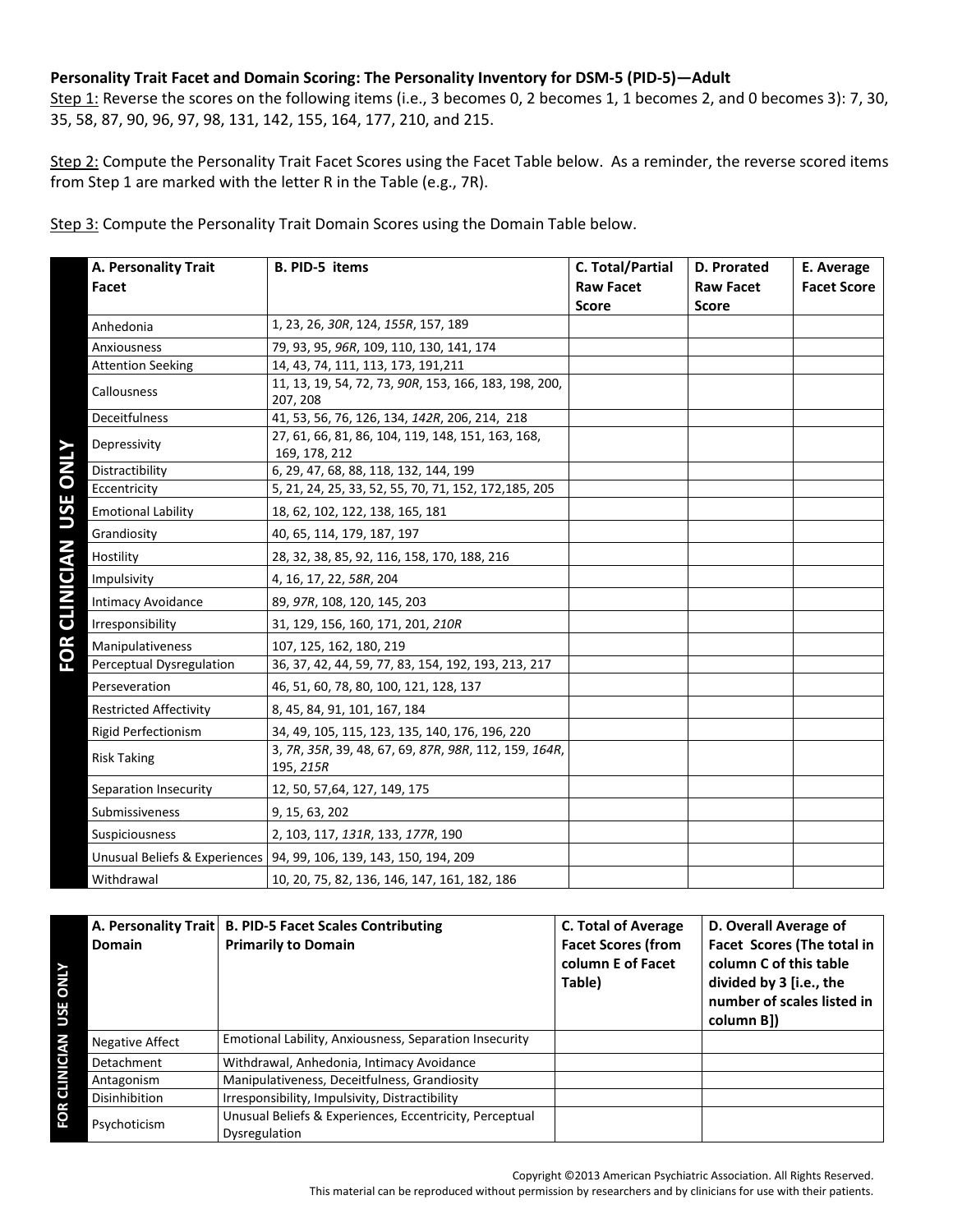**Personality Trait Facet and Domain Scoring: The Personality Inventory for DSM-5 (PID-5)—Adult**

Step 1: Reverse the scores on the following items (i.e., 3 becomes 0, 2 becomes 1, 1 becomes 2, and 0 becomes 3): 7, 30, 35, 58, 87, 90, 96, 97, 98, 131, 142, 155, 164, 177, 210, and 215.

Step 2: Compute the Personality Trait Facet Scores using the Facet Table below. As a reminder, the reverse scored items from Step 1 are marked with the letter R in the Table (e.g., 7R).

Step 3: Compute the Personality Trait Domain Scores using the Domain Table below.

FOR CLINICIAN USE ONLY

| A. Personality Trait Facet | B. PID-5 items | C. Total/Partial Raw Facet Score | D. Prorated Raw Facet Score | E. Average Facet Score |
|---|---|---|---|---|
| Anhedonia | 1, 23, 26, *30R*, 124, *155R*, 157, 189 | | | |
| Anxiousness | 79, 93, 95, *96R*, 109, 110, 130, 141, 174 | | | |
| Attention Seeking | 14, 43, 74, 111, 113, 173, 191,211 | | | |
| Callousness | 11, 13, 19, 54, 72, 73, *90R*, 153, 166, 183, 198, 200, 207, 208 | | | |
| Deceitfulness | 41, 53, 56, 76, 126, 134, *142R*, 206, 214, 218 | | | |
| Depressivity | 27, 61, 66, 81, 86, 104, 119, 148, 151, 163, 168, 169, 178, 212 | | | |
| Distractibility | 6, 29, 47, 68, 88, 118, 132, 144, 199 | | | |
| Eccentricity | 5, 21, 24, 25, 33, 52, 55, 70, 71, 152, 172,185, 205 | | | |
| Emotional Lability | 18, 62, 102, 122, 138, 165, 181 | | | |
| Grandiosity | 40, 65, 114, 179, 187, 197 | | | |
| Hostility | 28, 32, 38, 85, 92, 116, 158, 170, 188, 216 | | | |
| Impulsivity | 4, 16, 17, 22, *58R*, 204 | | | |
| Intimacy Avoidance | 89, *97R*, 108, 120, 145, 203 | | | |
| Irresponsibility | 31, 129, 156, 160, 171, 201, *210R* | | | |
| Manipulativeness | 107, 125, 162, 180, 219 | | | |
| Perceptual Dysregulation | 36, 37, 42, 44, 59, 77, 83, 154, 192, 193, 213, 217 | | | |
| Perseveration | 46, 51, 60, 78, 80, 100, 121, 128, 137 | | | |
| Restricted Affectivity | 8, 45, 84, 91, 101, 167, 184 | | | |
| Rigid Perfectionism | 34, 49, 105, 115, 123, 135, 140, 176, 196, 220 | | | |
| Risk Taking | 3, *7R*, *35R*, 39, 48, 67, 69, *87R*, *98R*, 112, 159, *164R*, 195, *215R* | | | |
| Separation Insecurity | 12, 50, 57,64, 127, 149, 175 | | | |
| Submissiveness | 9, 15, 63, 202 | | | |
| Suspiciousness | 2, 103, 117, *131R*, 133, *177R*, 190 | | | |
| Unusual Beliefs & Experiences | 94, 99, 106, 139, 143, 150, 194, 209 | | | |
| Withdrawal | 10, 20, 75, 82, 136, 146, 147, 161, 182, 186 | | | |

FOR CLINICIAN USE ONLY

| A. Personality Trait Domain | B. PID-5 Facet Scales Contributing Primarily to Domain | C. Total of Average Facet Scores (from column E of Facet Table) | D. Overall Average of Facet Scores (The total in column C of this table divided by 3 [i.e., the number of scales listed in column B]) |
|---|---|---|---|
| Negative Affect | Emotional Lability, Anxiousness, Separation Insecurity | | |
| Detachment | Withdrawal, Anhedonia, Intimacy Avoidance | | |
| Antagonism | Manipulativeness, Deceitfulness, Grandiosity | | |
| Disinhibition | Irresponsibility, Impulsivity, Distractibility | | |
| Psychoticism | Unusual Beliefs & Experiences, Eccentricity, Perceptual Dysregulation | | |

Copyright ©2013 American Psychiatric Association. All Rights Reserved.
This material can be reproduced without permission by researchers and by clinicians for use with their patients.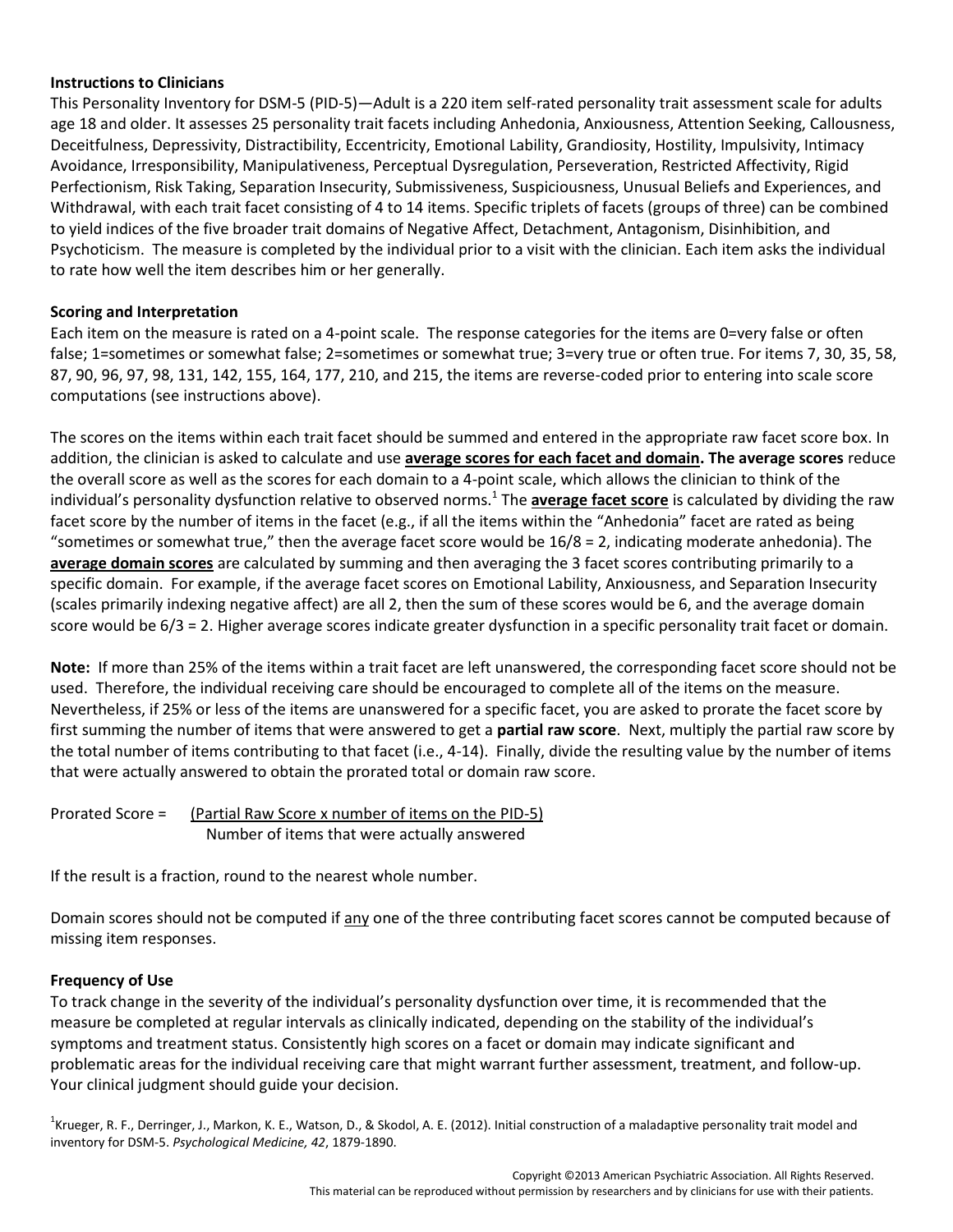**Instructions to Clinicians**

This Personality Inventory for DSM-5 (PID-5)—Adult is a 220 item self-rated personality trait assessment scale for adults age 18 and older. It assesses 25 personality trait facets including Anhedonia, Anxiousness, Attention Seeking, Callousness, Deceitfulness, Depressivity, Distractibility, Eccentricity, Emotional Lability, Grandiosity, Hostility, Impulsivity, Intimacy Avoidance, Irresponsibility, Manipulativeness, Perceptual Dysregulation, Perseveration, Restricted Affectivity, Rigid Perfectionism, Risk Taking, Separation Insecurity, Submissiveness, Suspiciousness, Unusual Beliefs and Experiences, and Withdrawal, with each trait facet consisting of 4 to 14 items. Specific triplets of facets (groups of three) can be combined to yield indices of the five broader trait domains of Negative Affect, Detachment, Antagonism, Disinhibition, and Psychoticism. The measure is completed by the individual prior to a visit with the clinician. Each item asks the individual to rate how well the item describes him or her generally.

**Scoring and Interpretation**

Each item on the measure is rated on a 4-point scale. The response categories for the items are 0=very false or often false; 1=sometimes or somewhat false; 2=sometimes or somewhat true; 3=very true or often true. For items 7, 30, 35, 58, 87, 90, 96, 97, 98, 131, 142, 155, 164, 177, 210, and 215, the items are reverse-coded prior to entering into scale score computations (see instructions above).

The scores on the items within each trait facet should be summed and entered in the appropriate raw facet score box. In addition, the clinician is asked to calculate and use **average scores for each facet and domain. The average scores** reduce the overall score as well as the scores for each domain to a 4-point scale, which allows the clinician to think of the individual's personality dysfunction relative to observed norms.[1] The **average facet score** is calculated by dividing the raw facet score by the number of items in the facet (e.g., if all the items within the "Anhedonia" facet are rated as being "sometimes or somewhat true," then the average facet score would be 16/8 = 2, indicating moderate anhedonia). The **average domain scores** are calculated by summing and then averaging the 3 facet scores contributing primarily to a specific domain. For example, if the average facet scores on Emotional Lability, Anxiousness, and Separation Insecurity (scales primarily indexing negative affect) are all 2, then the sum of these scores would be 6, and the average domain score would be 6/3 = 2. Higher average scores indicate greater dysfunction in a specific personality trait facet or domain.

**Note:** If more than 25% of the items within a trait facet are left unanswered, the corresponding facet score should not be used. Therefore, the individual receiving care should be encouraged to complete all of the items on the measure. Nevertheless, if 25% or less of the items are unanswered for a specific facet, you are asked to prorate the facet score by first summing the number of items that were answered to get a **partial raw score**. Next, multiply the partial raw score by the total number of items contributing to that facet (i.e., 4-14). Finally, divide the resulting value by the number of items that were actually answered to obtain the prorated total or domain raw score.

$$\text{Prorated Score} = \frac{\text{(Partial Raw Score x number of items on the PID-5)}}{\text{Number of items that were actually answered}}$$

If the result is a fraction, round to the nearest whole number.

Domain scores should not be computed if any one of the three contributing facet scores cannot be computed because of missing item responses.

**Frequency of Use**

To track change in the severity of the individual's personality dysfunction over time, it is recommended that the measure be completed at regular intervals as clinically indicated, depending on the stability of the individual's symptoms and treatment status. Consistently high scores on a facet or domain may indicate significant and problematic areas for the individual receiving care that might warrant further assessment, treatment, and follow-up. Your clinical judgment should guide your decision.

[1]Krueger, R. F., Derringer, J., Markon, K. E., Watson, D., & Skodol, A. E. (2012). Initial construction of a maladaptive personality trait model and inventory for DSM-5. *Psychological Medicine, 42*, 1879-1890.

Copyright ©2013 American Psychiatric Association. All Rights Reserved.
This material can be reproduced without permission by researchers and by clinicians for use with their patients.